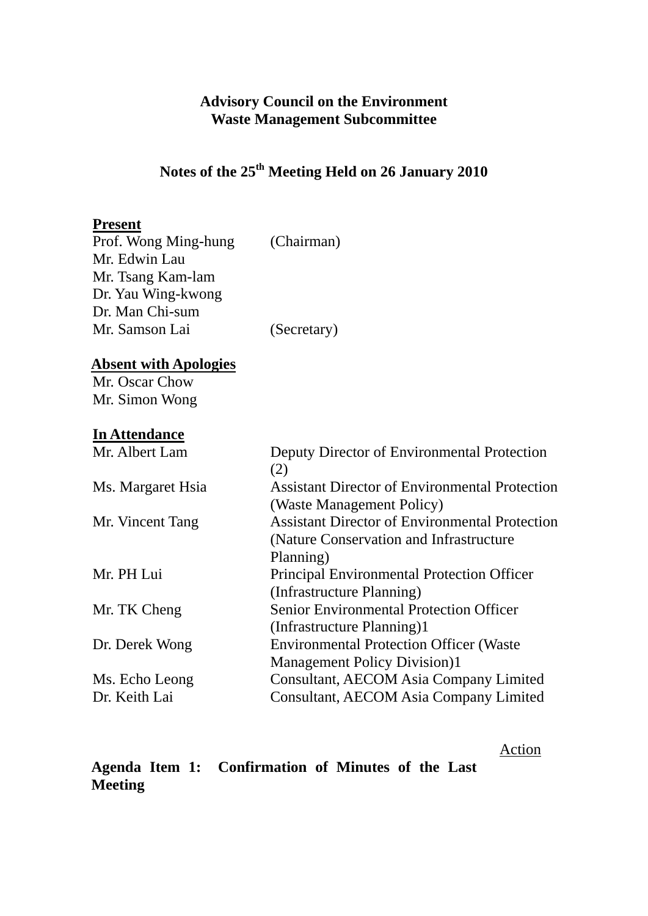**Advisory Council on the Environment**
**Waste Management Subcommittee**

# Notes of the 25th Meeting Held on 26 January 2010

**Present**

| | |
|---|---|
| Prof. Wong Ming-hung | (Chairman) |
| Mr. Edwin Lau | |
| Mr. Tsang Kam-lam | |
| Dr. Yau Wing-kwong | |
| Dr. Man Chi-sum | |
| Mr. Samson Lai | (Secretary) |

**Absent with Apologies**

Mr. Oscar Chow
Mr. Simon Wong

**In Attendance**

| | |
|---|---|
| Mr. Albert Lam | Deputy Director of Environmental Protection (2) |
| Ms. Margaret Hsia | Assistant Director of Environmental Protection (Waste Management Policy) |
| Mr. Vincent Tang | Assistant Director of Environmental Protection (Nature Conservation and Infrastructure Planning) |
| Mr. PH Lui | Principal Environmental Protection Officer (Infrastructure Planning) |
| Mr. TK Cheng | Senior Environmental Protection Officer (Infrastructure Planning)1 |
| Dr. Derek Wong | Environmental Protection Officer (Waste Management Policy Division)1 |
| Ms. Echo Leong | Consultant, AECOM Asia Company Limited |
| Dr. Keith Lai | Consultant, AECOM Asia Company Limited |

Action

**Agenda Item 1: Confirmation of Minutes of the Last Meeting**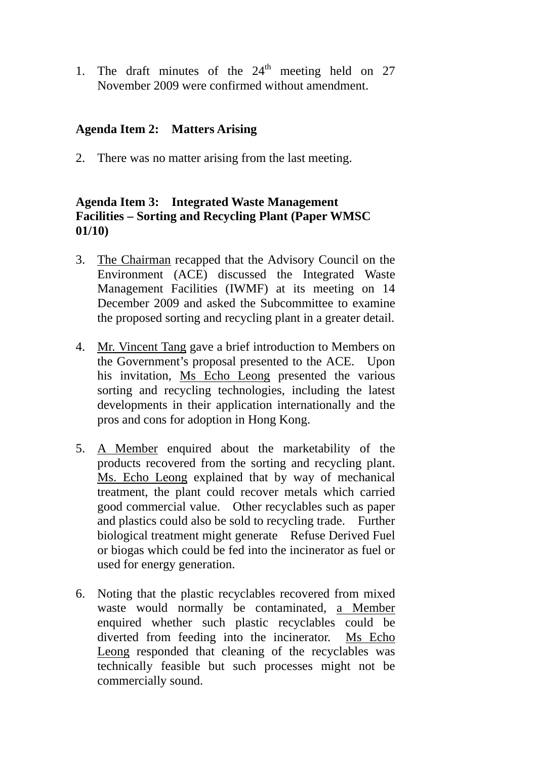1. The draft minutes of the 24th meeting held on 27 November 2009 were confirmed without amendment.

**Agenda Item 2: Matters Arising**

2. There was no matter arising from the last meeting.

**Agenda Item 3: Integrated Waste Management Facilities – Sorting and Recycling Plant (Paper WMSC 01/10)**

3. The Chairman recapped that the Advisory Council on the Environment (ACE) discussed the Integrated Waste Management Facilities (IWMF) at its meeting on 14 December 2009 and asked the Subcommittee to examine the proposed sorting and recycling plant in a greater detail.

4. Mr. Vincent Tang gave a brief introduction to Members on the Government's proposal presented to the ACE. Upon his invitation, Ms Echo Leong presented the various sorting and recycling technologies, including the latest developments in their application internationally and the pros and cons for adoption in Hong Kong.

5. A Member enquired about the marketability of the products recovered from the sorting and recycling plant. Ms. Echo Leong explained that by way of mechanical treatment, the plant could recover metals which carried good commercial value. Other recyclables such as paper and plastics could also be sold to recycling trade. Further biological treatment might generate Refuse Derived Fuel or biogas which could be fed into the incinerator as fuel or used for energy generation.

6. Noting that the plastic recyclables recovered from mixed waste would normally be contaminated, a Member enquired whether such plastic recyclables could be diverted from feeding into the incinerator. Ms Echo Leong responded that cleaning of the recyclables was technically feasible but such processes might not be commercially sound.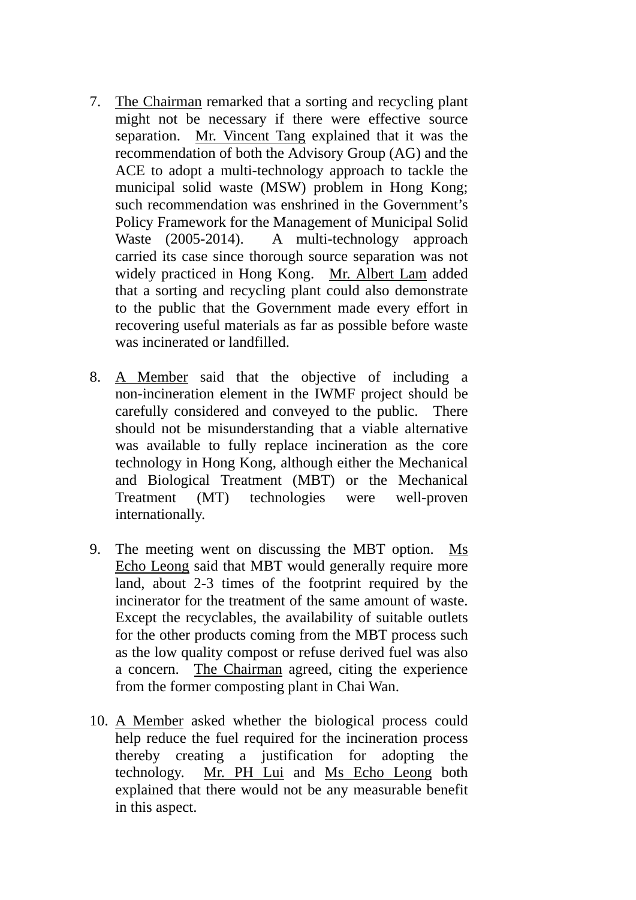7. The Chairman remarked that a sorting and recycling plant might not be necessary if there were effective source separation. Mr. Vincent Tang explained that it was the recommendation of both the Advisory Group (AG) and the ACE to adopt a multi-technology approach to tackle the municipal solid waste (MSW) problem in Hong Kong; such recommendation was enshrined in the Government's Policy Framework for the Management of Municipal Solid Waste (2005-2014). A multi-technology approach carried its case since thorough source separation was not widely practiced in Hong Kong. Mr. Albert Lam added that a sorting and recycling plant could also demonstrate to the public that the Government made every effort in recovering useful materials as far as possible before waste was incinerated or landfilled.

8. A Member said that the objective of including a non-incineration element in the IWMF project should be carefully considered and conveyed to the public. There should not be misunderstanding that a viable alternative was available to fully replace incineration as the core technology in Hong Kong, although either the Mechanical and Biological Treatment (MBT) or the Mechanical Treatment (MT) technologies were well-proven internationally.

9. The meeting went on discussing the MBT option. Ms Echo Leong said that MBT would generally require more land, about 2-3 times of the footprint required by the incinerator for the treatment of the same amount of waste. Except the recyclables, the availability of suitable outlets for the other products coming from the MBT process such as the low quality compost or refuse derived fuel was also a concern. The Chairman agreed, citing the experience from the former composting plant in Chai Wan.

10. A Member asked whether the biological process could help reduce the fuel required for the incineration process thereby creating a justification for adopting the technology. Mr. PH Lui and Ms Echo Leong both explained that there would not be any measurable benefit in this aspect.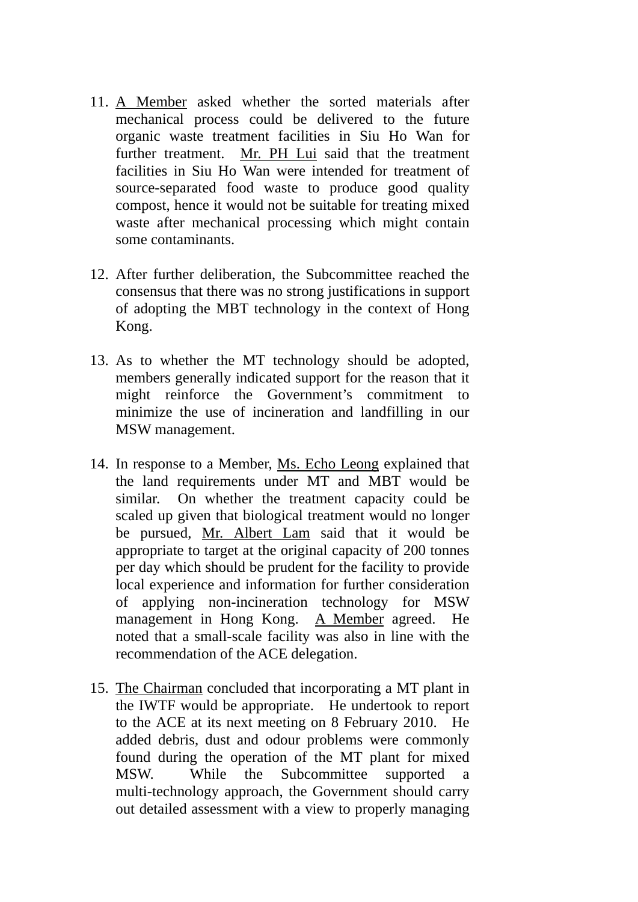11. A Member asked whether the sorted materials after mechanical process could be delivered to the future organic waste treatment facilities in Siu Ho Wan for further treatment. Mr. PH Lui said that the treatment facilities in Siu Ho Wan were intended for treatment of source-separated food waste to produce good quality compost, hence it would not be suitable for treating mixed waste after mechanical processing which might contain some contaminants.

12. After further deliberation, the Subcommittee reached the consensus that there was no strong justifications in support of adopting the MBT technology in the context of Hong Kong.

13. As to whether the MT technology should be adopted, members generally indicated support for the reason that it might reinforce the Government's commitment to minimize the use of incineration and landfilling in our MSW management.

14. In response to a Member, Ms. Echo Leong explained that the land requirements under MT and MBT would be similar. On whether the treatment capacity could be scaled up given that biological treatment would no longer be pursued, Mr. Albert Lam said that it would be appropriate to target at the original capacity of 200 tonnes per day which should be prudent for the facility to provide local experience and information for further consideration of applying non-incineration technology for MSW management in Hong Kong. A Member agreed. He noted that a small-scale facility was also in line with the recommendation of the ACE delegation.

15. The Chairman concluded that incorporating a MT plant in the IWTF would be appropriate. He undertook to report to the ACE at its next meeting on 8 February 2010. He added debris, dust and odour problems were commonly found during the operation of the MT plant for mixed MSW. While the Subcommittee supported a multi-technology approach, the Government should carry out detailed assessment with a view to properly managing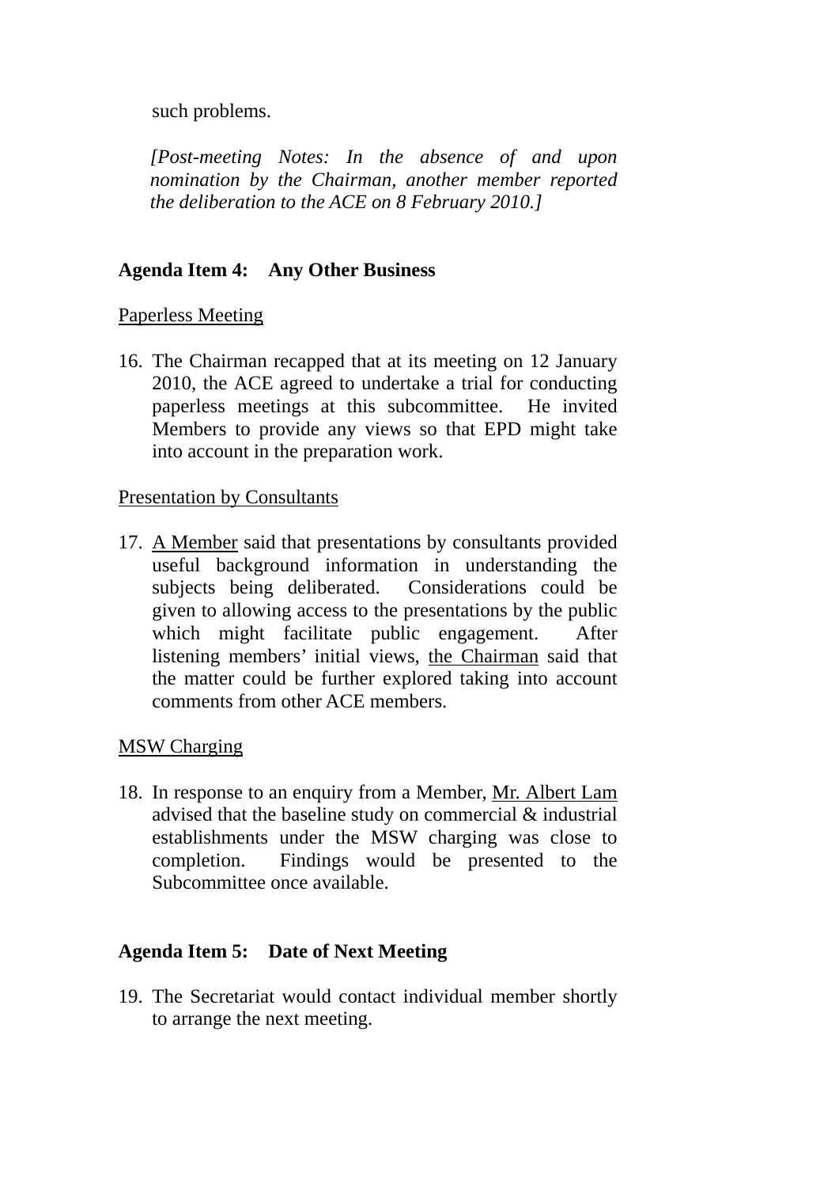such problems.

*[Post-meeting Notes: In the absence of and upon nomination by the Chairman, another member reported the deliberation to the ACE on 8 February 2010.]*

**Agenda Item 4: Any Other Business**

Paperless Meeting

16. The Chairman recapped that at its meeting on 12 January 2010, the ACE agreed to undertake a trial for conducting paperless meetings at this subcommittee. He invited Members to provide any views so that EPD might take into account in the preparation work.

Presentation by Consultants

17. A Member said that presentations by consultants provided useful background information in understanding the subjects being deliberated. Considerations could be given to allowing access to the presentations by the public which might facilitate public engagement. After listening members' initial views, the Chairman said that the matter could be further explored taking into account comments from other ACE members.

MSW Charging

18. In response to an enquiry from a Member, Mr. Albert Lam advised that the baseline study on commercial & industrial establishments under the MSW charging was close to completion. Findings would be presented to the Subcommittee once available.

**Agenda Item 5: Date of Next Meeting**

19. The Secretariat would contact individual member shortly to arrange the next meeting.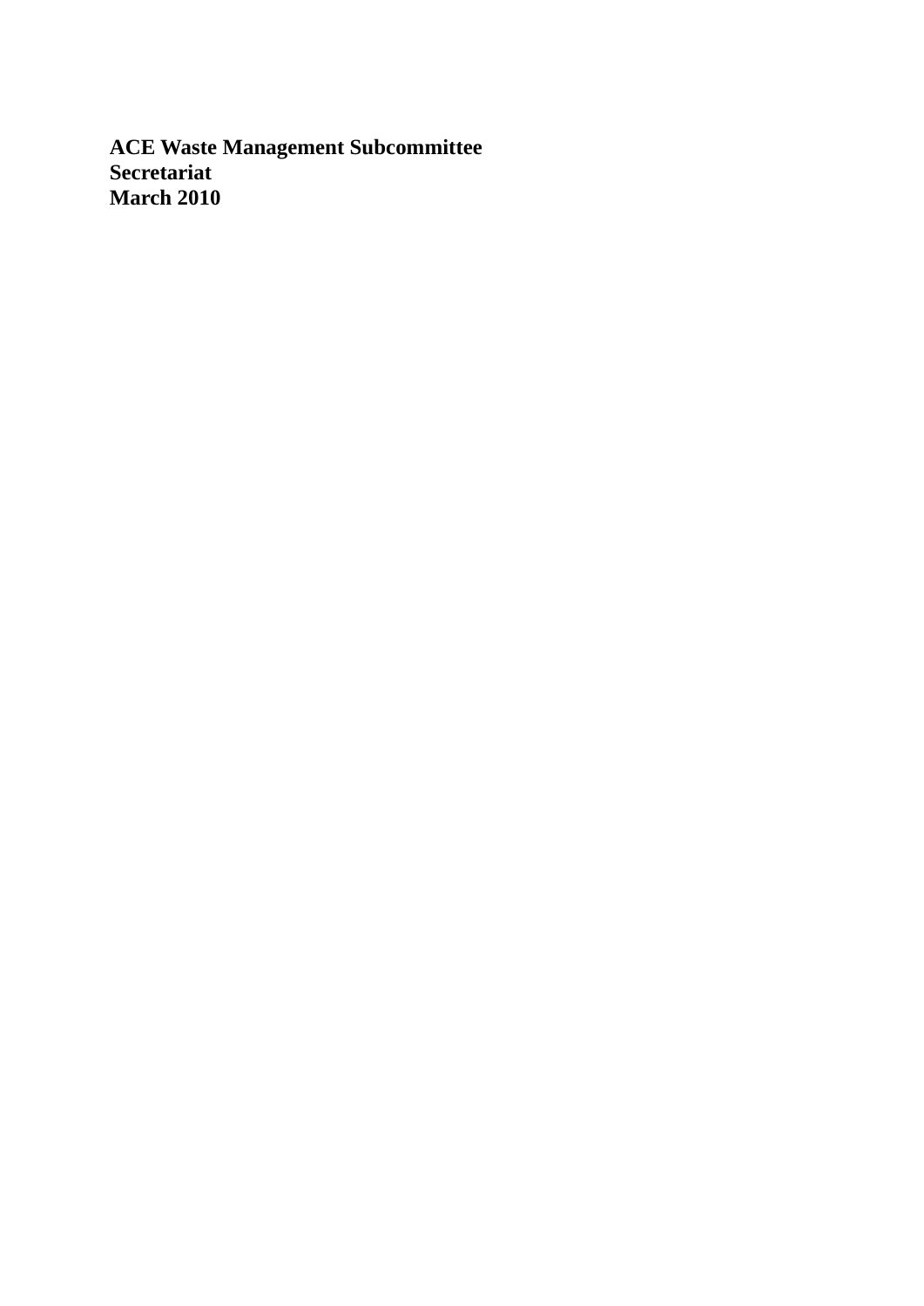**ACE Waste Management Subcommittee**
**Secretariat**
**March 2010**